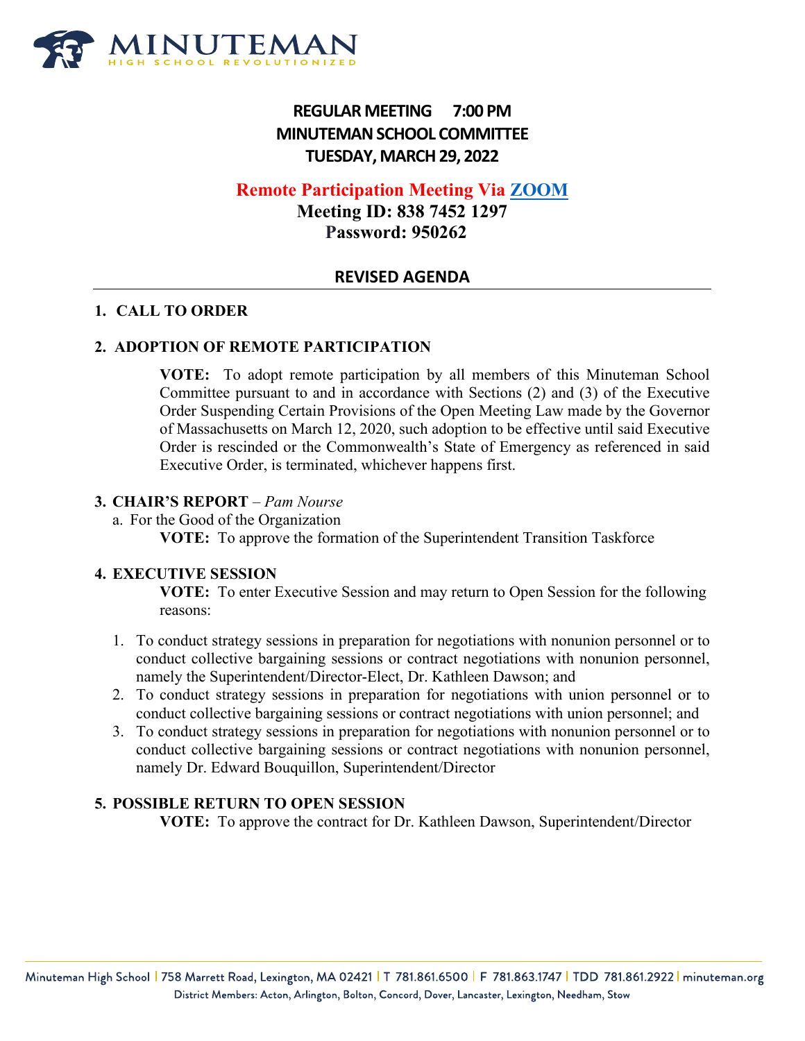# REGULAR MEETING 7:00 PM
# MINUTEMAN SCHOOL COMMITTEE
# TUESDAY, MARCH 29, 2022

**Remote Participation Meeting Via [ZOOM]()**
**Meeting ID: 838 7452 1297**
**Password: 950262**

## REVISED AGENDA

**1. CALL TO ORDER**

**2. ADOPTION OF REMOTE PARTICIPATION**

**VOTE:** To adopt remote participation by all members of this Minuteman School Committee pursuant to and in accordance with Sections (2) and (3) of the Executive Order Suspending Certain Provisions of the Open Meeting Law made by the Governor of Massachusetts on March 12, 2020, such adoption to be effective until said Executive Order is rescinded or the Commonwealth's State of Emergency as referenced in said Executive Order, is terminated, whichever happens first.

**3. CHAIR'S REPORT** – *Pam Nourse*

a. For the Good of the Organization

**VOTE:** To approve the formation of the Superintendent Transition Taskforce

**4. EXECUTIVE SESSION**

**VOTE:** To enter Executive Session and may return to Open Session for the following reasons:

1. To conduct strategy sessions in preparation for negotiations with nonunion personnel or to conduct collective bargaining sessions or contract negotiations with nonunion personnel, namely the Superintendent/Director-Elect, Dr. Kathleen Dawson; and
2. To conduct strategy sessions in preparation for negotiations with union personnel or to conduct collective bargaining sessions or contract negotiations with union personnel; and
3. To conduct strategy sessions in preparation for negotiations with nonunion personnel or to conduct collective bargaining sessions or contract negotiations with nonunion personnel, namely Dr. Edward Bouquillon, Superintendent/Director

**5. POSSIBLE RETURN TO OPEN SESSION**

**VOTE:** To approve the contract for Dr. Kathleen Dawson, Superintendent/Director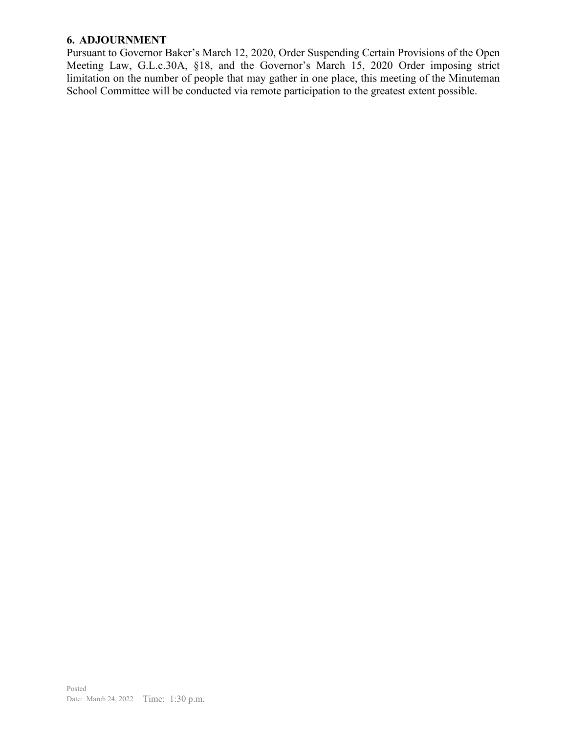**6. ADJOURNMENT**

Pursuant to Governor Baker's March 12, 2020, Order Suspending Certain Provisions of the Open Meeting Law, G.L.c.30A, §18, and the Governor's March 15, 2020 Order imposing strict limitation on the number of people that may gather in one place, this meeting of the Minuteman School Committee will be conducted via remote participation to the greatest extent possible.

Posted

Date: March 24, 2022 Time: 1:30 p.m.